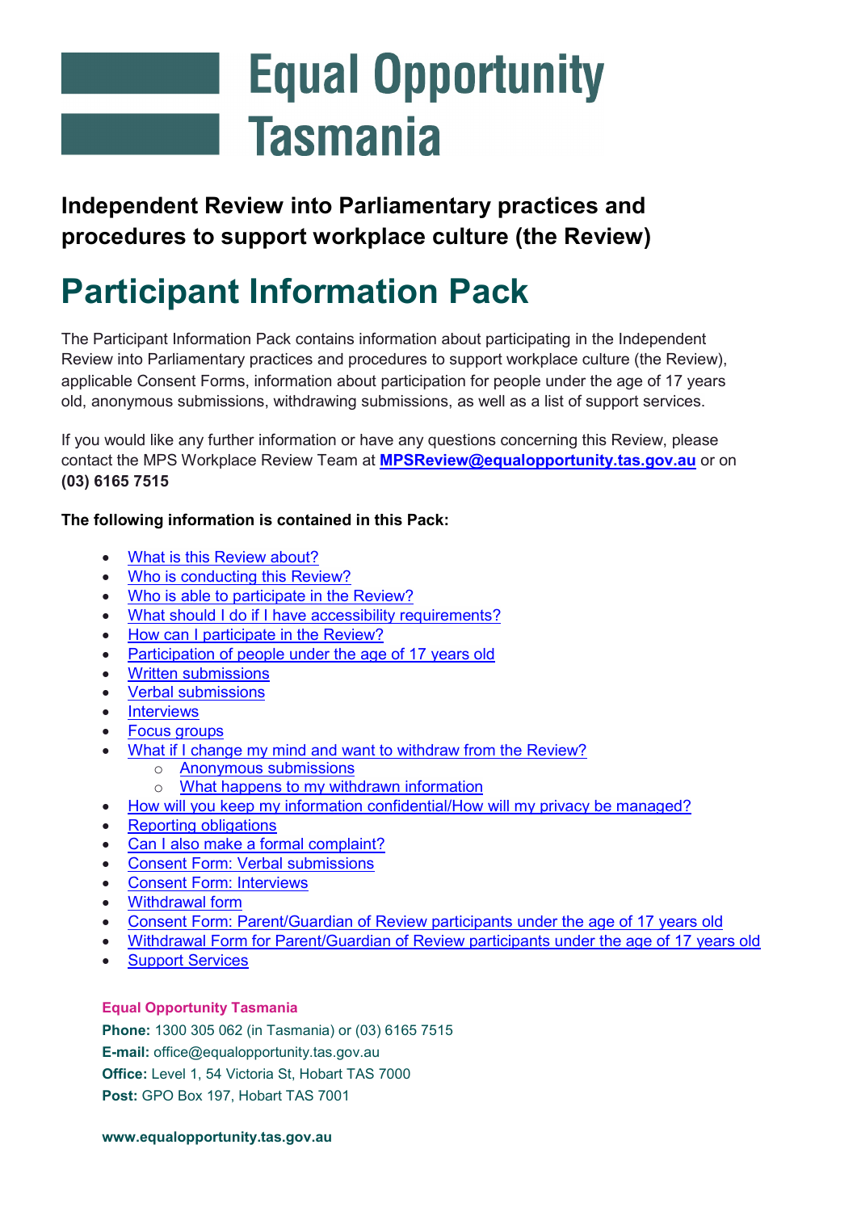# Equal Opportunity Tasmania

## Independent Review into Parliamentary practices and procedures to support workplace culture (the Review)

# Participant Information Pack

The Participant Information Pack contains information about participating in the Independent Review into Parliamentary practices and procedures to support workplace culture (the Review), applicable Consent Forms, information about participation for people under the age of 17 years old, anonymous submissions, withdrawing submissions, as well as a list of support services.

If you would like any further information or have any questions concerning this Review, please contact the MPS Workplace Review Team at **MPSReview@equalopportunity.tas.gov.au** or on **(03) 6165 7515**

**The following information is contained in this Pack:**

- What is this Review about?
- Who is conducting this Review?
- Who is able to participate in the Review?
- What should I do if I have accessibility requirements?
- How can I participate in the Review?
- Participation of people under the age of 17 years old
- Written submissions
- Verbal submissions
- Interviews
- Focus groups
- What if I change my mind and want to withdraw from the Review?
  - Anonymous submissions
  - What happens to my withdrawn information
- How will you keep my information confidential/How will my privacy be managed?
- Reporting obligations
- Can I also make a formal complaint?
- Consent Form: Verbal submissions
- Consent Form: Interviews
- Withdrawal form
- Consent Form: Parent/Guardian of Review participants under the age of 17 years old
- Withdrawal Form for Parent/Guardian of Review participants under the age of 17 years old
- Support Services

**Equal Opportunity Tasmania**
**Phone:** 1300 305 062 (in Tasmania) or (03) 6165 7515
**E-mail:** office@equalopportunity.tas.gov.au
**Office:** Level 1, 54 Victoria St, Hobart TAS 7000
**Post:** GPO Box 197, Hobart TAS 7001

**www.equalopportunity.tas.gov.au**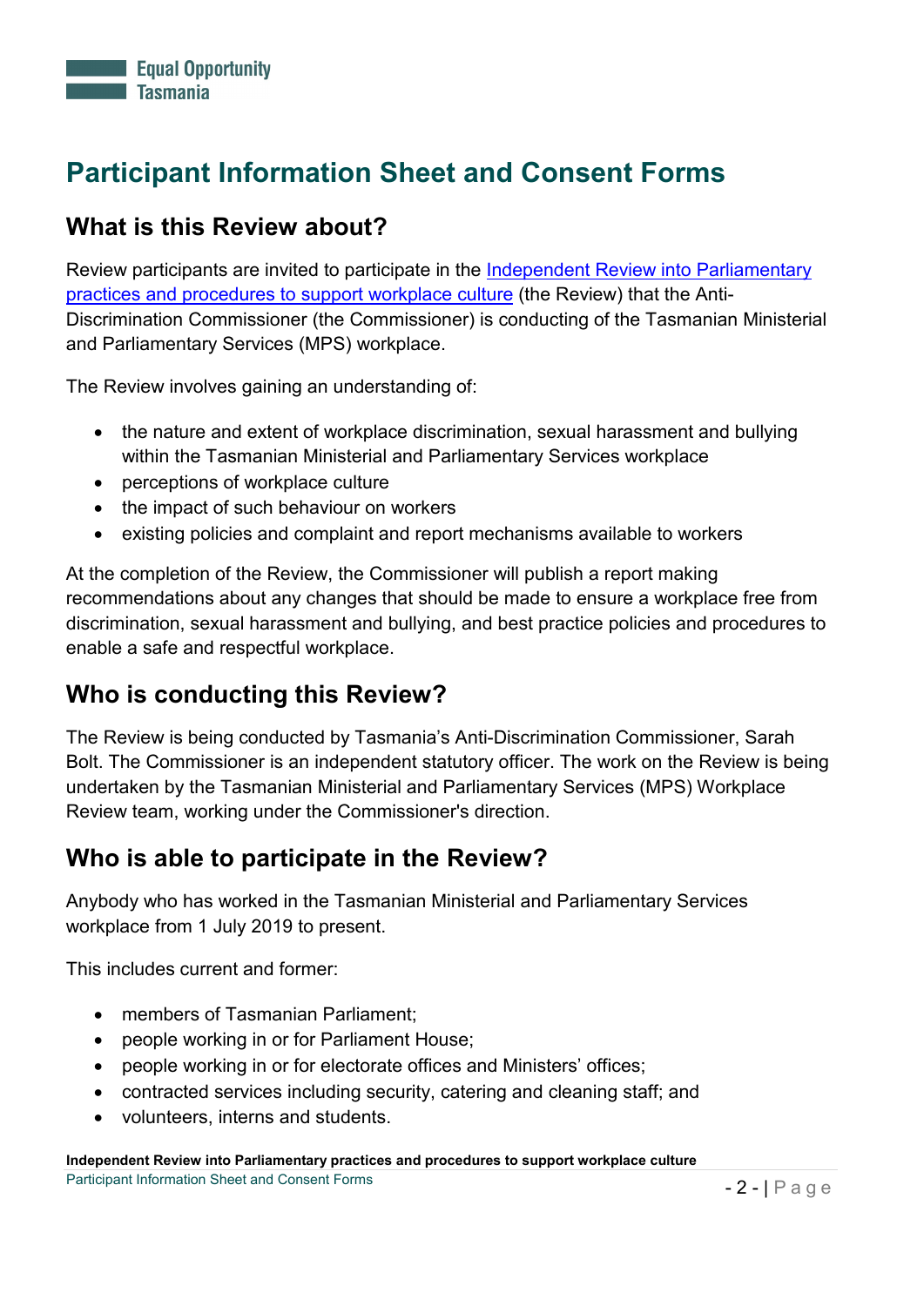# Participant Information Sheet and Consent Forms

## What is this Review about?

Review participants are invited to participate in the [Independent Review into Parliamentary practices and procedures to support workplace culture]() (the Review) that the Anti-Discrimination Commissioner (the Commissioner) is conducting of the Tasmanian Ministerial and Parliamentary Services (MPS) workplace.

The Review involves gaining an understanding of:

- the nature and extent of workplace discrimination, sexual harassment and bullying within the Tasmanian Ministerial and Parliamentary Services workplace
- perceptions of workplace culture
- the impact of such behaviour on workers
- existing policies and complaint and report mechanisms available to workers

At the completion of the Review, the Commissioner will publish a report making recommendations about any changes that should be made to ensure a workplace free from discrimination, sexual harassment and bullying, and best practice policies and procedures to enable a safe and respectful workplace.

## Who is conducting this Review?

The Review is being conducted by Tasmania's Anti-Discrimination Commissioner, Sarah Bolt. The Commissioner is an independent statutory officer. The work on the Review is being undertaken by the Tasmanian Ministerial and Parliamentary Services (MPS) Workplace Review team, working under the Commissioner's direction.

## Who is able to participate in the Review?

Anybody who has worked in the Tasmanian Ministerial and Parliamentary Services workplace from 1 July 2019 to present.

This includes current and former:

- members of Tasmanian Parliament;
- people working in or for Parliament House;
- people working in or for electorate offices and Ministers' offices;
- contracted services including security, catering and cleaning staff; and
- volunteers, interns and students.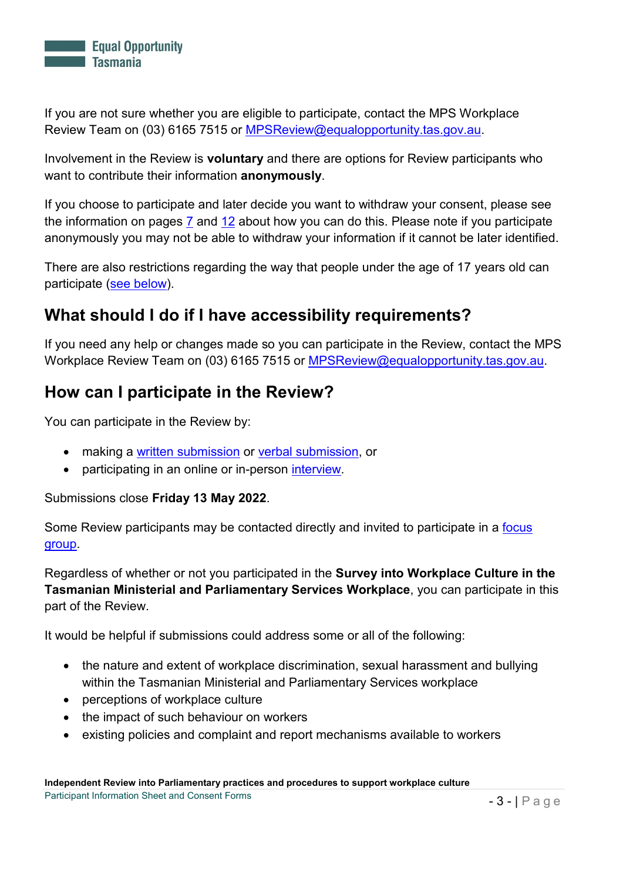If you are not sure whether you are eligible to participate, contact the MPS Workplace Review Team on (03) 6165 7515 or MPSReview@equalopportunity.tas.gov.au.

Involvement in the Review is **voluntary** and there are options for Review participants who want to contribute their information **anonymously**.

If you choose to participate and later decide you want to withdraw your consent, please see the information on pages 7 and 12 about how you can do this. Please note if you participate anonymously you may not be able to withdraw your information if it cannot be later identified.

There are also restrictions regarding the way that people under the age of 17 years old can participate (see below).

## What should I do if I have accessibility requirements?

If you need any help or changes made so you can participate in the Review, contact the MPS Workplace Review Team on (03) 6165 7515 or MPSReview@equalopportunity.tas.gov.au.

## How can I participate in the Review?

You can participate in the Review by:

- making a written submission or verbal submission, or
- participating in an online or in-person interview.

Submissions close **Friday 13 May 2022**.

Some Review participants may be contacted directly and invited to participate in a focus group.

Regardless of whether or not you participated in the **Survey into Workplace Culture in the Tasmanian Ministerial and Parliamentary Services Workplace**, you can participate in this part of the Review.

It would be helpful if submissions could address some or all of the following:

- the nature and extent of workplace discrimination, sexual harassment and bullying within the Tasmanian Ministerial and Parliamentary Services workplace
- perceptions of workplace culture
- the impact of such behaviour on workers
- existing policies and complaint and report mechanisms available to workers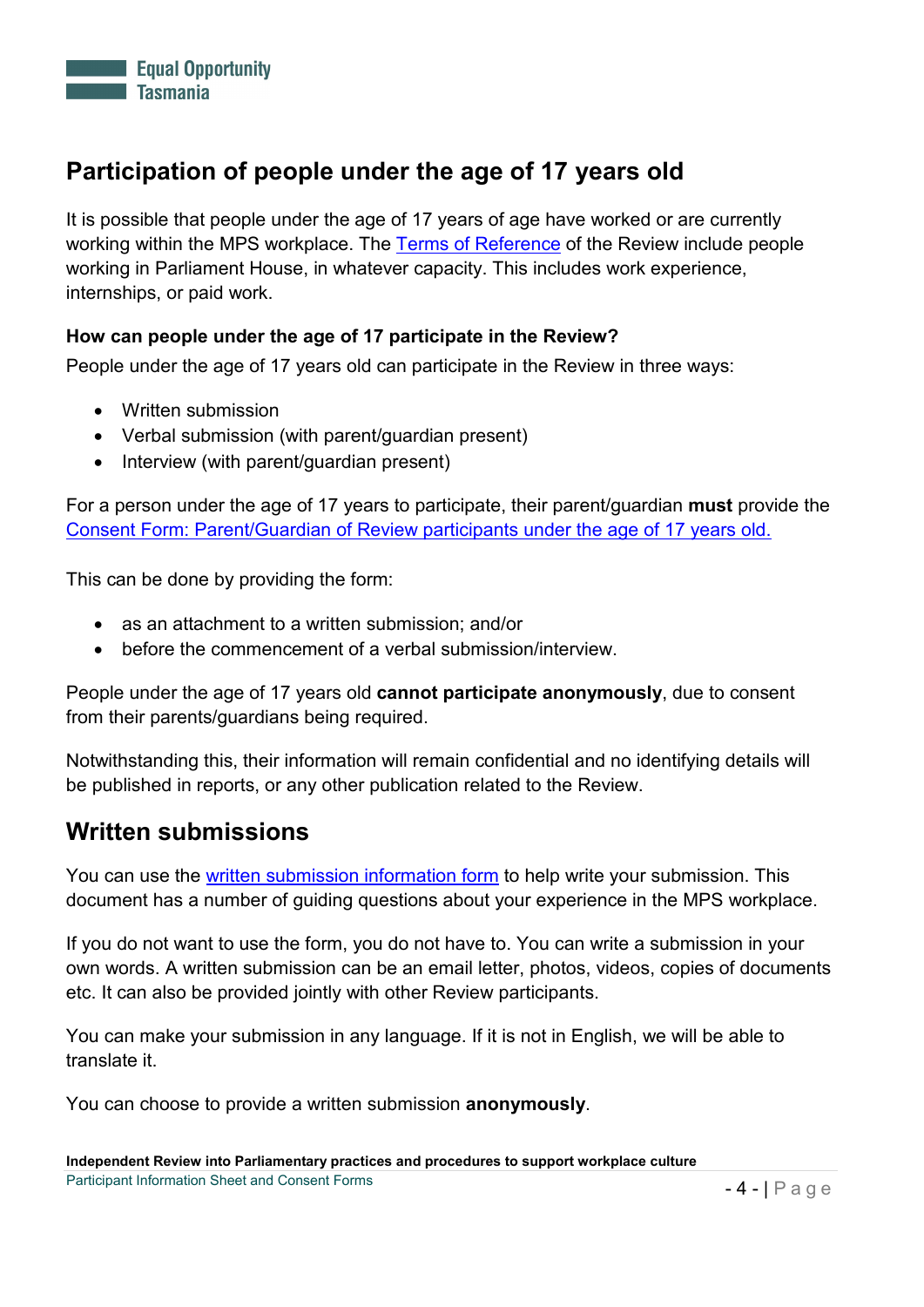## Participation of people under the age of 17 years old

It is possible that people under the age of 17 years of age have worked or are currently working within the MPS workplace. The Terms of Reference of the Review include people working in Parliament House, in whatever capacity. This includes work experience, internships, or paid work.

### How can people under the age of 17 participate in the Review?

People under the age of 17 years old can participate in the Review in three ways:

- Written submission
- Verbal submission (with parent/guardian present)
- Interview (with parent/guardian present)

For a person under the age of 17 years to participate, their parent/guardian **must** provide the Consent Form: Parent/Guardian of Review participants under the age of 17 years old.

This can be done by providing the form:

- as an attachment to a written submission; and/or
- before the commencement of a verbal submission/interview.

People under the age of 17 years old **cannot participate anonymously**, due to consent from their parents/guardians being required.

Notwithstanding this, their information will remain confidential and no identifying details will be published in reports, or any other publication related to the Review.

## Written submissions

You can use the written submission information form to help write your submission. This document has a number of guiding questions about your experience in the MPS workplace.

If you do not want to use the form, you do not have to. You can write a submission in your own words. A written submission can be an email letter, photos, videos, copies of documents etc. It can also be provided jointly with other Review participants.

You can make your submission in any language. If it is not in English, we will be able to translate it.

You can choose to provide a written submission **anonymously**.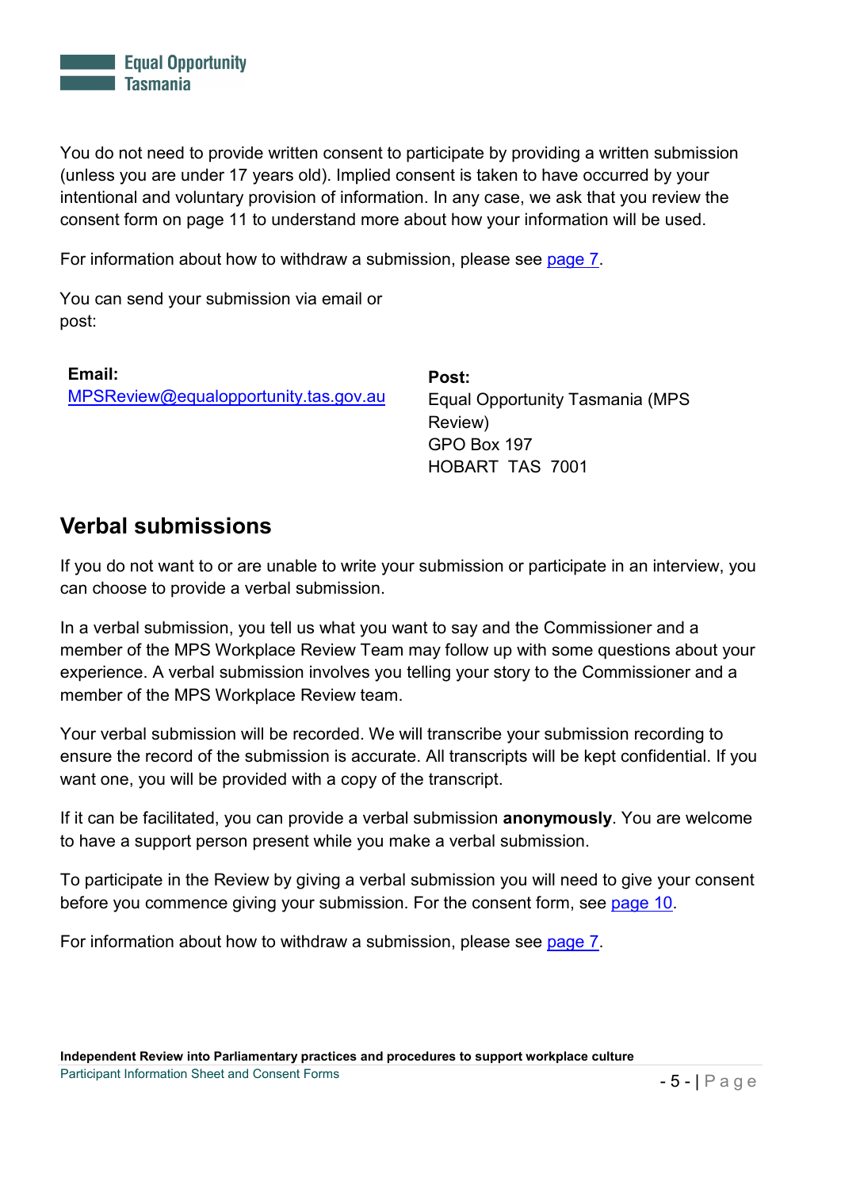You do not need to provide written consent to participate by providing a written submission (unless you are under 17 years old). Implied consent is taken to have occurred by your intentional and voluntary provision of information. In any case, we ask that you review the consent form on page 11 to understand more about how your information will be used.

For information about how to withdraw a submission, please see page 7.

You can send your submission via email or post:

**Email:**
MPSReview@equalopportunity.tas.gov.au

**Post:**
Equal Opportunity Tasmania (MPS Review)
GPO Box 197
HOBART TAS 7001

## Verbal submissions

If you do not want to or are unable to write your submission or participate in an interview, you can choose to provide a verbal submission.

In a verbal submission, you tell us what you want to say and the Commissioner and a member of the MPS Workplace Review Team may follow up with some questions about your experience. A verbal submission involves you telling your story to the Commissioner and a member of the MPS Workplace Review team.

Your verbal submission will be recorded. We will transcribe your submission recording to ensure the record of the submission is accurate. All transcripts will be kept confidential. If you want one, you will be provided with a copy of the transcript.

If it can be facilitated, you can provide a verbal submission **anonymously**. You are welcome to have a support person present while you make a verbal submission.

To participate in the Review by giving a verbal submission you will need to give your consent before you commence giving your submission. For the consent form, see page 10.

For information about how to withdraw a submission, please see page 7.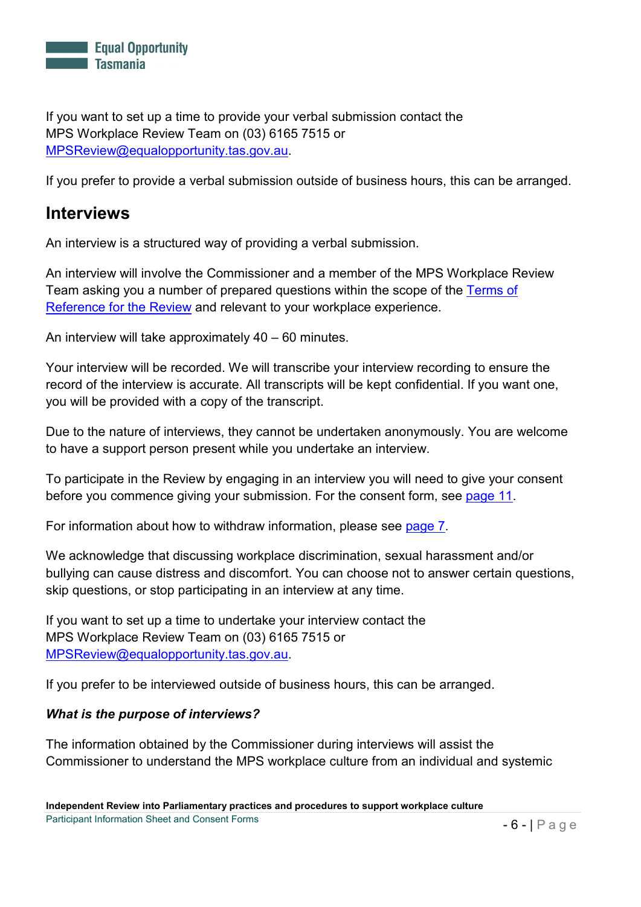If you want to set up a time to provide your verbal submission contact the MPS Workplace Review Team on (03) 6165 7515 or [MPSReview@equalopportunity.tas.gov.au](mailto:MPSReview@equalopportunity.tas.gov.au).

If you prefer to provide a verbal submission outside of business hours, this can be arranged.

## Interviews

An interview is a structured way of providing a verbal submission.

An interview will involve the Commissioner and a member of the MPS Workplace Review Team asking you a number of prepared questions within the scope of the [Terms of Reference for the Review](#) and relevant to your workplace experience.

An interview will take approximately 40 – 60 minutes.

Your interview will be recorded. We will transcribe your interview recording to ensure the record of the interview is accurate. All transcripts will be kept confidential. If you want one, you will be provided with a copy of the transcript.

Due to the nature of interviews, they cannot be undertaken anonymously. You are welcome to have a support person present while you undertake an interview.

To participate in the Review by engaging in an interview you will need to give your consent before you commence giving your submission. For the consent form, see [page 11](#).

For information about how to withdraw information, please see [page 7](#).

We acknowledge that discussing workplace discrimination, sexual harassment and/or bullying can cause distress and discomfort. You can choose not to answer certain questions, skip questions, or stop participating in an interview at any time.

If you want to set up a time to undertake your interview contact the MPS Workplace Review Team on (03) 6165 7515 or [MPSReview@equalopportunity.tas.gov.au](mailto:MPSReview@equalopportunity.tas.gov.au).

If you prefer to be interviewed outside of business hours, this can be arranged.

***What is the purpose of interviews?***

The information obtained by the Commissioner during interviews will assist the Commissioner to understand the MPS workplace culture from an individual and systemic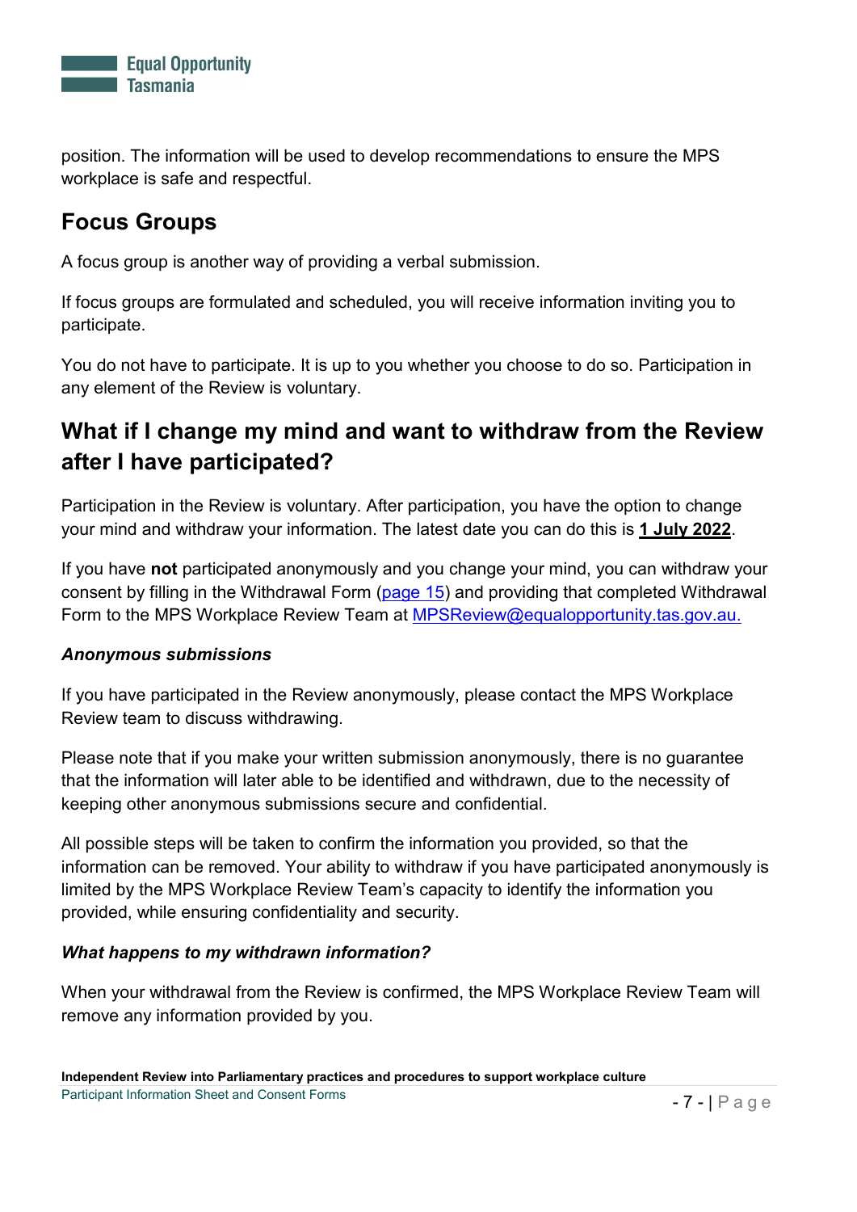position. The information will be used to develop recommendations to ensure the MPS workplace is safe and respectful.

## Focus Groups

A focus group is another way of providing a verbal submission.

If focus groups are formulated and scheduled, you will receive information inviting you to participate.

You do not have to participate. It is up to you whether you choose to do so. Participation in any element of the Review is voluntary.

## What if I change my mind and want to withdraw from the Review after I have participated?

Participation in the Review is voluntary. After participation, you have the option to change your mind and withdraw your information. The latest date you can do this is **1 July 2022**.

If you have **not** participated anonymously and you change your mind, you can withdraw your consent by filling in the Withdrawal Form (page 15) and providing that completed Withdrawal Form to the MPS Workplace Review Team at MPSReview@equalopportunity.tas.gov.au.

### *Anonymous submissions*

If you have participated in the Review anonymously, please contact the MPS Workplace Review team to discuss withdrawing.

Please note that if you make your written submission anonymously, there is no guarantee that the information will later able to be identified and withdrawn, due to the necessity of keeping other anonymous submissions secure and confidential.

All possible steps will be taken to confirm the information you provided, so that the information can be removed. Your ability to withdraw if you have participated anonymously is limited by the MPS Workplace Review Team's capacity to identify the information you provided, while ensuring confidentiality and security.

### *What happens to my withdrawn information?*

When your withdrawal from the Review is confirmed, the MPS Workplace Review Team will remove any information provided by you.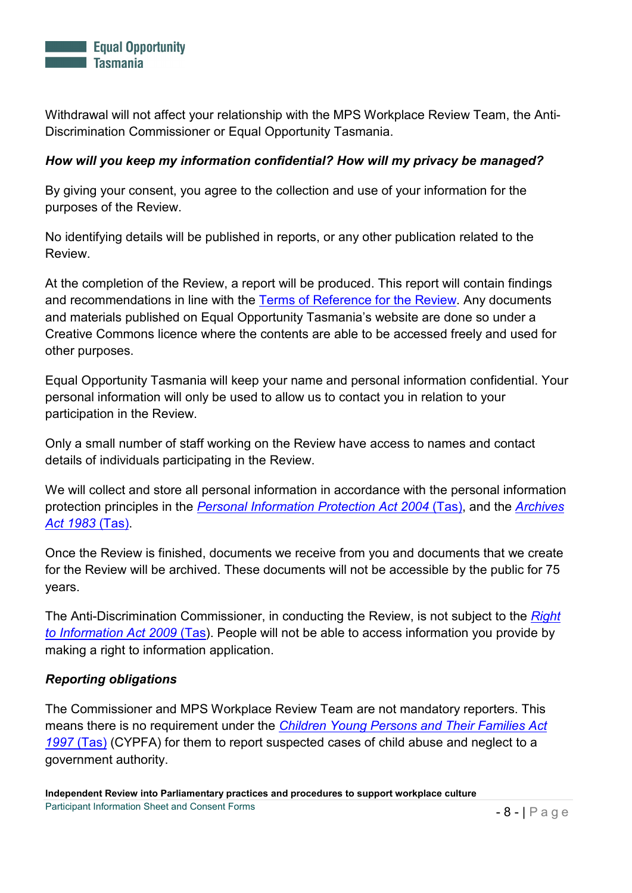Withdrawal will not affect your relationship with the MPS Workplace Review Team, the Anti-Discrimination Commissioner or Equal Opportunity Tasmania.

***How will you keep my information confidential? How will my privacy be managed?***

By giving your consent, you agree to the collection and use of your information for the purposes of the Review.

No identifying details will be published in reports, or any other publication related to the Review.

At the completion of the Review, a report will be produced. This report will contain findings and recommendations in line with the Terms of Reference for the Review. Any documents and materials published on Equal Opportunity Tasmania's website are done so under a Creative Commons licence where the contents are able to be accessed freely and used for other purposes.

Equal Opportunity Tasmania will keep your name and personal information confidential. Your personal information will only be used to allow us to contact you in relation to your participation in the Review.

Only a small number of staff working on the Review have access to names and contact details of individuals participating in the Review.

We will collect and store all personal information in accordance with the personal information protection principles in the *Personal Information Protection Act 2004* (Tas), and the *Archives Act 1983* (Tas).

Once the Review is finished, documents we receive from you and documents that we create for the Review will be archived. These documents will not be accessible by the public for 75 years.

The Anti-Discrimination Commissioner, in conducting the Review, is not subject to the *Right to Information Act 2009* (Tas). People will not be able to access information you provide by making a right to information application.

***Reporting obligations***

The Commissioner and MPS Workplace Review Team are not mandatory reporters. This means there is no requirement under the *Children Young Persons and Their Families Act 1997* (Tas) (CYPFA) for them to report suspected cases of child abuse and neglect to a government authority.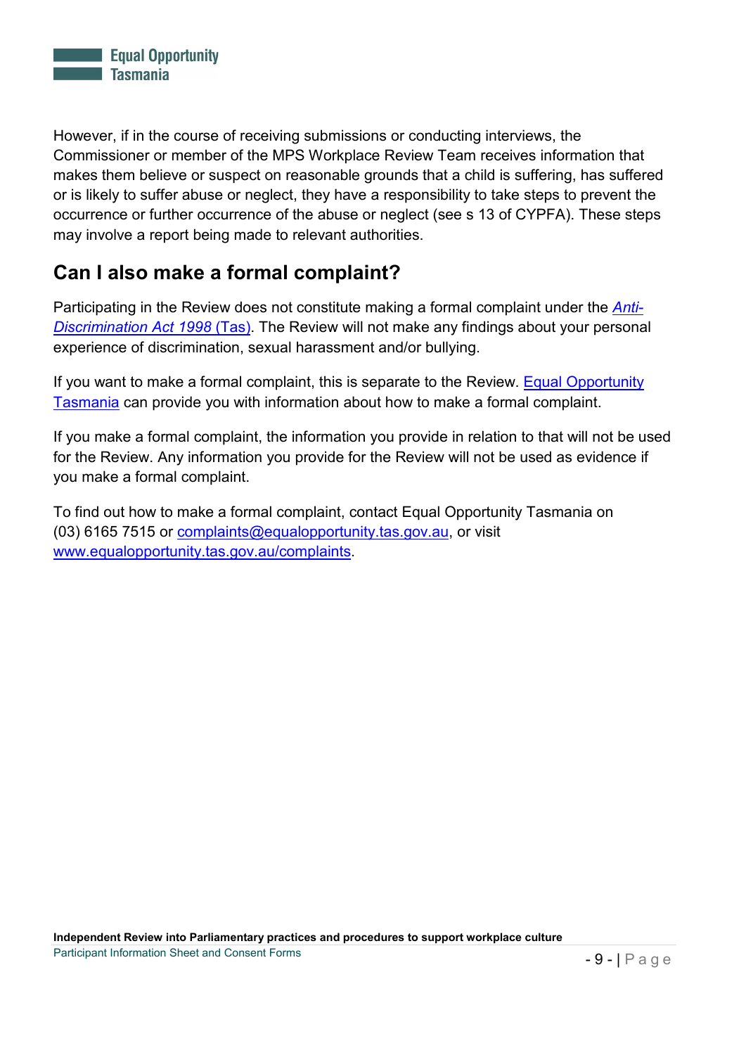However, if in the course of receiving submissions or conducting interviews, the Commissioner or member of the MPS Workplace Review Team receives information that makes them believe or suspect on reasonable grounds that a child is suffering, has suffered or is likely to suffer abuse or neglect, they have a responsibility to take steps to prevent the occurrence or further occurrence of the abuse or neglect (see s 13 of CYPFA). These steps may involve a report being made to relevant authorities.

## Can I also make a formal complaint?

Participating in the Review does not constitute making a formal complaint under the *Anti-Discrimination Act 1998* (Tas). The Review will not make any findings about your personal experience of discrimination, sexual harassment and/or bullying.

If you want to make a formal complaint, this is separate to the Review. Equal Opportunity Tasmania can provide you with information about how to make a formal complaint.

If you make a formal complaint, the information you provide in relation to that will not be used for the Review. Any information you provide for the Review will not be used as evidence if you make a formal complaint.

To find out how to make a formal complaint, contact Equal Opportunity Tasmania on (03) 6165 7515 or complaints@equalopportunity.tas.gov.au, or visit www.equalopportunity.tas.gov.au/complaints.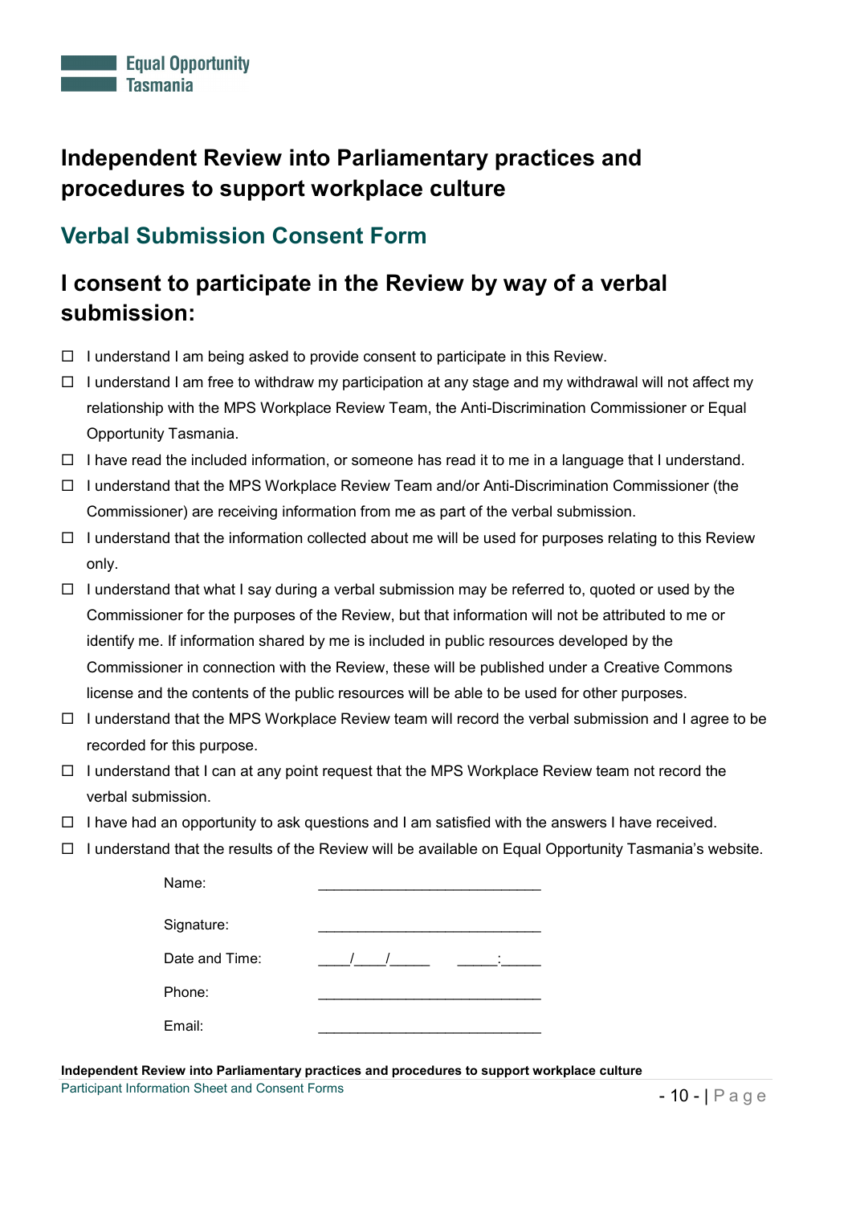Equal Opportunity Tasmania

# Independent Review into Parliamentary practices and procedures to support workplace culture

## Verbal Submission Consent Form

## I consent to participate in the Review by way of a verbal submission:

- ☐ I understand I am being asked to provide consent to participate in this Review.
- ☐ I understand I am free to withdraw my participation at any stage and my withdrawal will not affect my relationship with the MPS Workplace Review Team, the Anti-Discrimination Commissioner or Equal Opportunity Tasmania.
- ☐ I have read the included information, or someone has read it to me in a language that I understand.
- ☐ I understand that the MPS Workplace Review Team and/or Anti-Discrimination Commissioner (the Commissioner) are receiving information from me as part of the verbal submission.
- ☐ I understand that the information collected about me will be used for purposes relating to this Review only.
- ☐ I understand that what I say during a verbal submission may be referred to, quoted or used by the Commissioner for the purposes of the Review, but that information will not be attributed to me or identify me. If information shared by me is included in public resources developed by the Commissioner in connection with the Review, these will be published under a Creative Commons license and the contents of the public resources will be able to be used for other purposes.
- ☐ I understand that the MPS Workplace Review team will record the verbal submission and I agree to be recorded for this purpose.
- ☐ I understand that I can at any point request that the MPS Workplace Review team not record the verbal submission.
- ☐ I have had an opportunity to ask questions and I am satisfied with the answers I have received.
- ☐ I understand that the results of the Review will be available on Equal Opportunity Tasmania's website.

Name: ____________________________

Signature: ____________________________

Date and Time: ____/____/_____ _____:_____

Phone: ____________________________

Email: ____________________________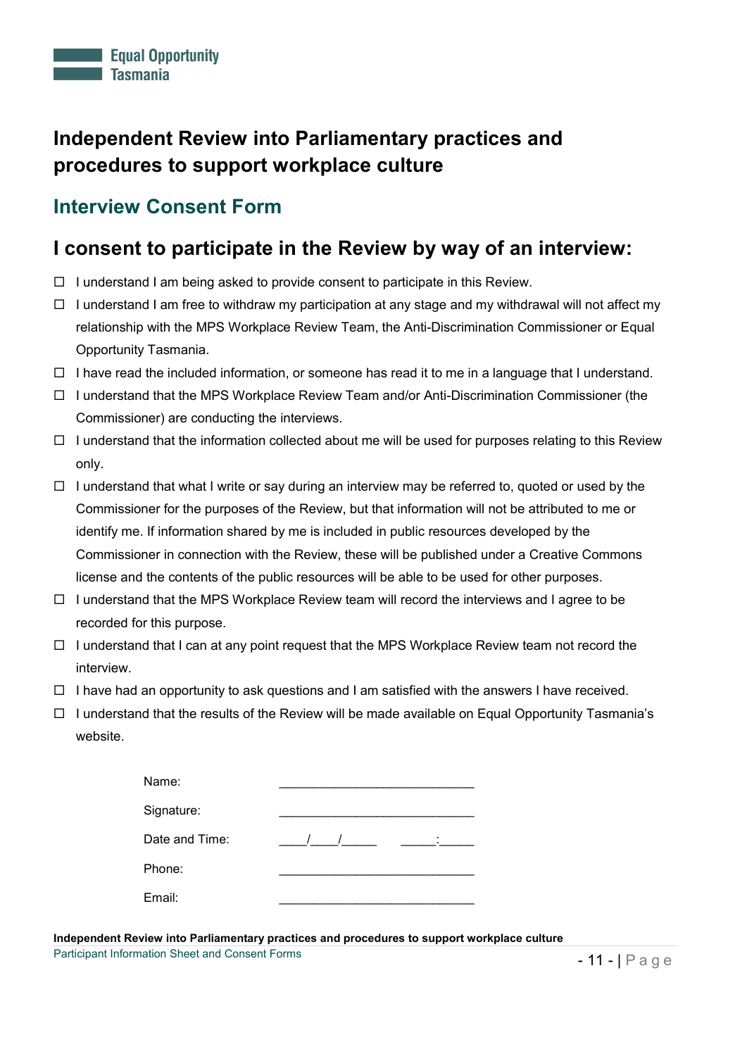Equal Opportunity Tasmania

# Independent Review into Parliamentary practices and procedures to support workplace culture

## Interview Consent Form

## I consent to participate in the Review by way of an interview:

- ☐ I understand I am being asked to provide consent to participate in this Review.
- ☐ I understand I am free to withdraw my participation at any stage and my withdrawal will not affect my relationship with the MPS Workplace Review Team, the Anti-Discrimination Commissioner or Equal Opportunity Tasmania.
- ☐ I have read the included information, or someone has read it to me in a language that I understand.
- ☐ I understand that the MPS Workplace Review Team and/or Anti-Discrimination Commissioner (the Commissioner) are conducting the interviews.
- ☐ I understand that the information collected about me will be used for purposes relating to this Review only.
- ☐ I understand that what I write or say during an interview may be referred to, quoted or used by the Commissioner for the purposes of the Review, but that information will not be attributed to me or identify me. If information shared by me is included in public resources developed by the Commissioner in connection with the Review, these will be published under a Creative Commons license and the contents of the public resources will be able to be used for other purposes.
- ☐ I understand that the MPS Workplace Review team will record the interviews and I agree to be recorded for this purpose.
- ☐ I understand that I can at any point request that the MPS Workplace Review team not record the interview.
- ☐ I have had an opportunity to ask questions and I am satisfied with the answers I have received.
- ☐ I understand that the results of the Review will be made available on Equal Opportunity Tasmania's website.

Name: ____________________________

Signature: ____________________________

Date and Time: ____/____/_____ _____:_____

Phone: ____________________________

Email: ____________________________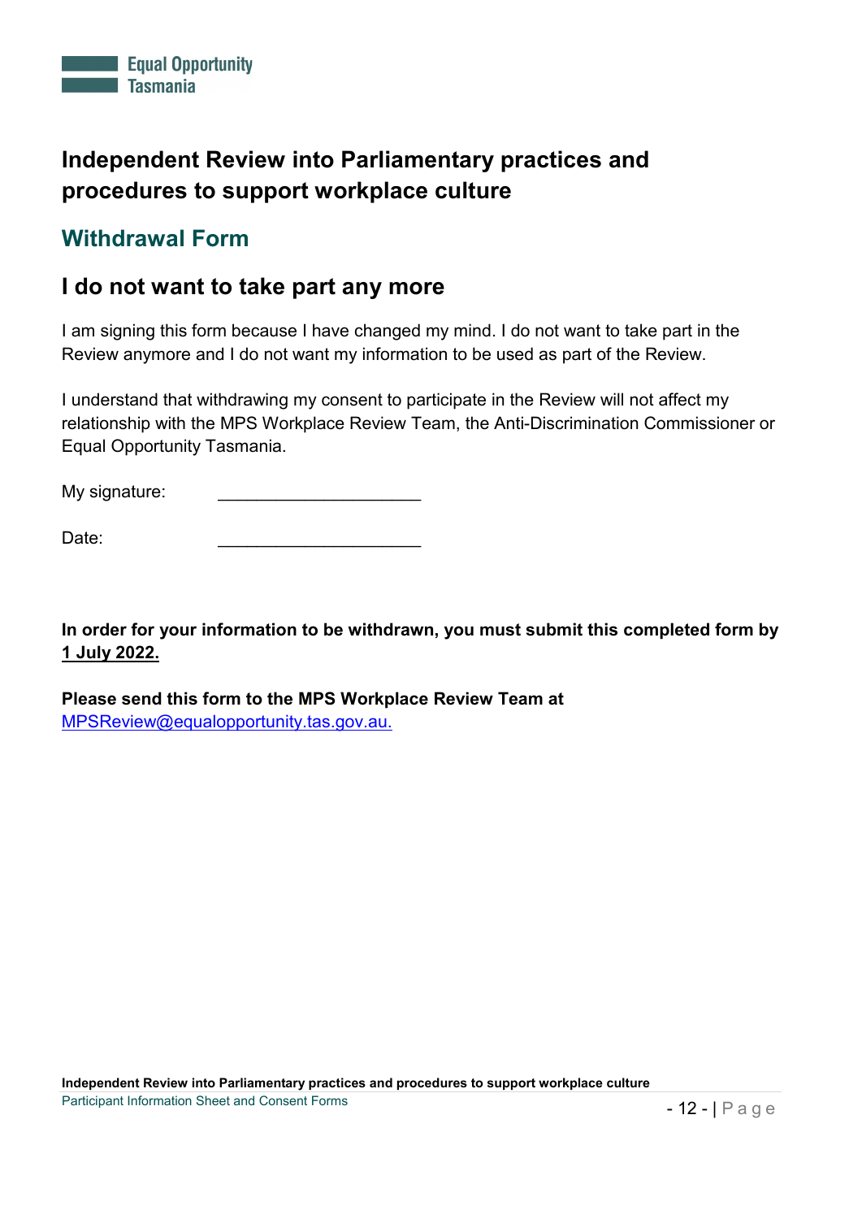Equal Opportunity Tasmania

# Independent Review into Parliamentary practices and procedures to support workplace culture

## Withdrawal Form

## I do not want to take part any more

I am signing this form because I have changed my mind. I do not want to take part in the Review anymore and I do not want my information to be used as part of the Review.

I understand that withdrawing my consent to participate in the Review will not affect my relationship with the MPS Workplace Review Team, the Anti-Discrimination Commissioner or Equal Opportunity Tasmania.

My signature: ______________________

Date: ______________________

**In order for your information to be withdrawn, you must submit this completed form by 1 July 2022.**

**Please send this form to the MPS Workplace Review Team at** MPSReview@equalopportunity.tas.gov.au.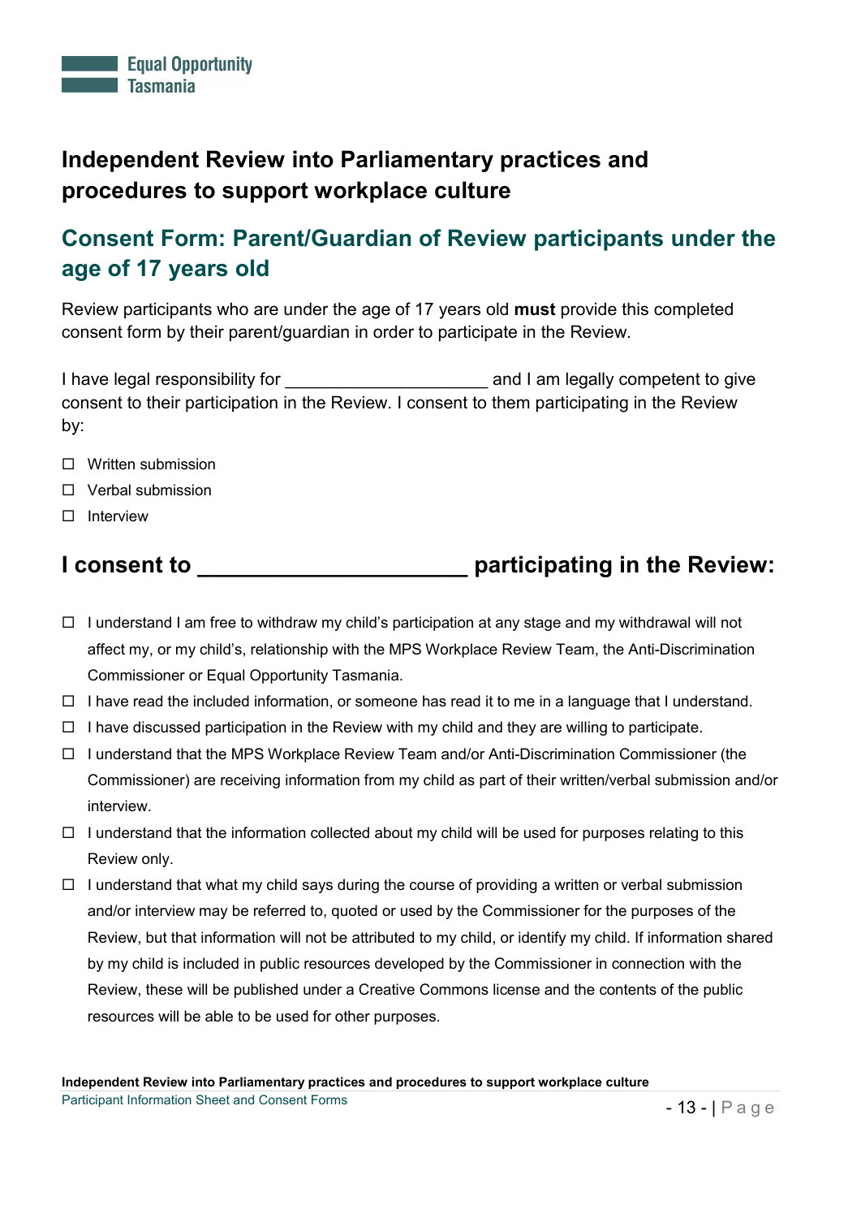# Independent Review into Parliamentary practices and procedures to support workplace culture

## Consent Form: Parent/Guardian of Review participants under the age of 17 years old

Review participants who are under the age of 17 years old **must** provide this completed consent form by their parent/guardian in order to participate in the Review.

I have legal responsibility for ____________________ and I am legally competent to give consent to their participation in the Review. I consent to them participating in the Review by:

- ☐ Written submission
- ☐ Verbal submission
- ☐ Interview

## I consent to ____________________ participating in the Review:

- ☐ I understand I am free to withdraw my child's participation at any stage and my withdrawal will not affect my, or my child's, relationship with the MPS Workplace Review Team, the Anti-Discrimination Commissioner or Equal Opportunity Tasmania.
- ☐ I have read the included information, or someone has read it to me in a language that I understand.
- ☐ I have discussed participation in the Review with my child and they are willing to participate.
- ☐ I understand that the MPS Workplace Review Team and/or Anti-Discrimination Commissioner (the Commissioner) are receiving information from my child as part of their written/verbal submission and/or interview.
- ☐ I understand that the information collected about my child will be used for purposes relating to this Review only.
- ☐ I understand that what my child says during the course of providing a written or verbal submission and/or interview may be referred to, quoted or used by the Commissioner for the purposes of the Review, but that information will not be attributed to my child, or identify my child. If information shared by my child is included in public resources developed by the Commissioner in connection with the Review, these will be published under a Creative Commons license and the contents of the public resources will be able to be used for other purposes.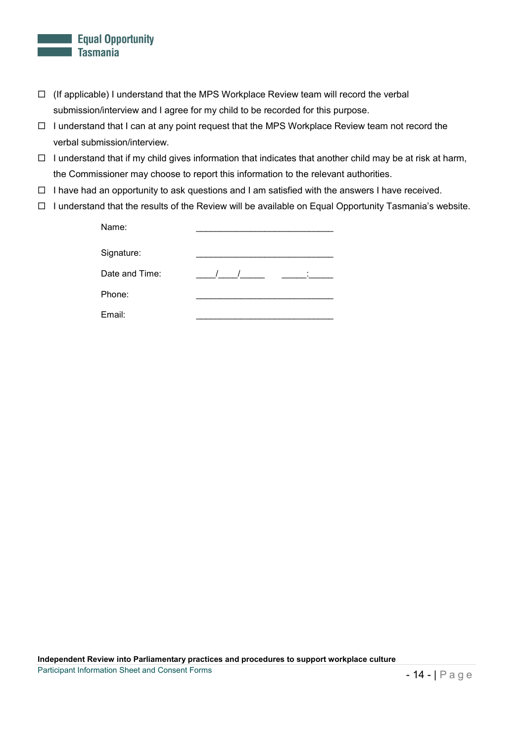- ☐ (If applicable) I understand that the MPS Workplace Review team will record the verbal submission/interview and I agree for my child to be recorded for this purpose.
- ☐ I understand that I can at any point request that the MPS Workplace Review team not record the verbal submission/interview.
- ☐ I understand that if my child gives information that indicates that another child may be at risk at harm, the Commissioner may choose to report this information to the relevant authorities.
- ☐ I have had an opportunity to ask questions and I am satisfied with the answers I have received.
- ☐ I understand that the results of the Review will be available on Equal Opportunity Tasmania's website.

Name: ____________________________

Signature: ____________________________

Date and Time: ____/____/_____ _____:_____

Phone: ____________________________

Email: ____________________________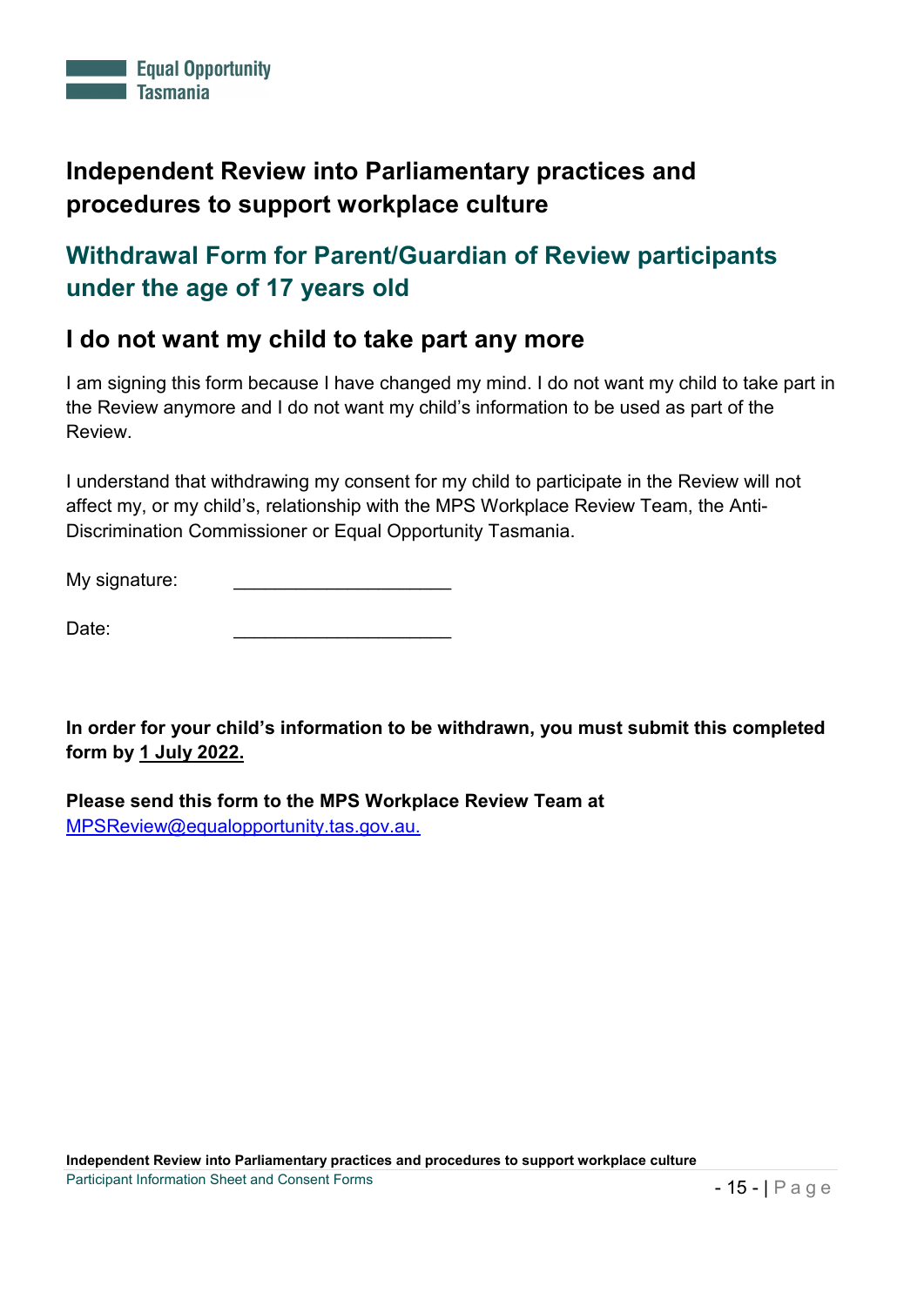Equal Opportunity Tasmania

# Independent Review into Parliamentary practices and procedures to support workplace culture

## Withdrawal Form for Parent/Guardian of Review participants under the age of 17 years old

## I do not want my child to take part any more

I am signing this form because I have changed my mind. I do not want my child to take part in the Review anymore and I do not want my child's information to be used as part of the Review.

I understand that withdrawing my consent for my child to participate in the Review will not affect my, or my child's, relationship with the MPS Workplace Review Team, the Anti-Discrimination Commissioner or Equal Opportunity Tasmania.

My signature: ____________________

Date: ____________________

**In order for your child's information to be withdrawn, you must submit this completed form by <u>1 July 2022.</u>**

**Please send this form to the MPS Workplace Review Team at** [MPSReview@equalopportunity.tas.gov.au.](mailto:MPSReview@equalopportunity.tas.gov.au)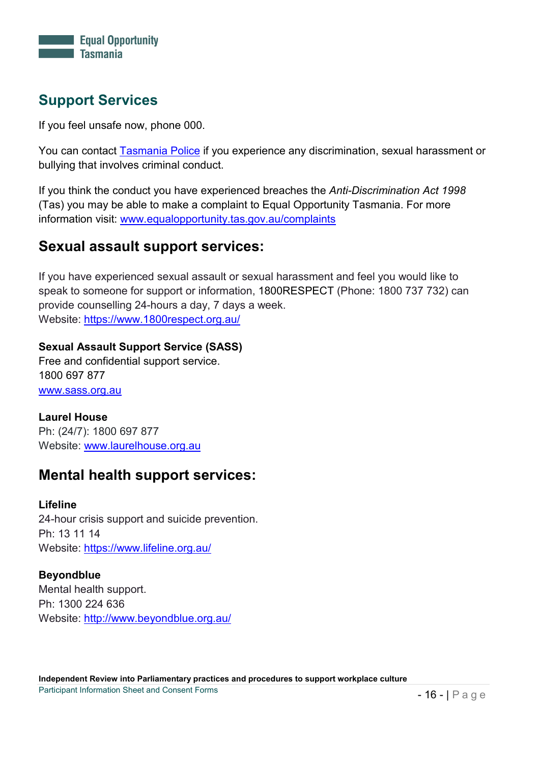## Support Services

If you feel unsafe now, phone 000.

You can contact [Tasmania Police](https://www.police.tas.gov.au) if you experience any discrimination, sexual harassment or bullying that involves criminal conduct.

If you think the conduct you have experienced breaches the *Anti-Discrimination Act 1998* (Tas) you may be able to make a complaint to Equal Opportunity Tasmania. For more information visit: [www.equalopportunity.tas.gov.au/complaints](http://www.equalopportunity.tas.gov.au/complaints)

## Sexual assault support services:

If you have experienced sexual assault or sexual harassment and feel you would like to speak to someone for support or information, 1800RESPECT (Phone: 1800 737 732) can provide counselling 24-hours a day, 7 days a week.
Website: [https://www.1800respect.org.au/](https://www.1800respect.org.au/)

**Sexual Assault Support Service (SASS)**
Free and confidential support service.
1800 697 877
[www.sass.org.au](http://www.sass.org.au)

**Laurel House**
Ph: (24/7): 1800 697 877
Website: [www.laurelhouse.org.au](http://www.laurelhouse.org.au)

## Mental health support services:

**Lifeline**
24-hour crisis support and suicide prevention.
Ph: 13 11 14
Website: [https://www.lifeline.org.au/](https://www.lifeline.org.au/)

**Beyondblue**
Mental health support.
Ph: 1300 224 636
Website: [http://www.beyondblue.org.au/](http://www.beyondblue.org.au/)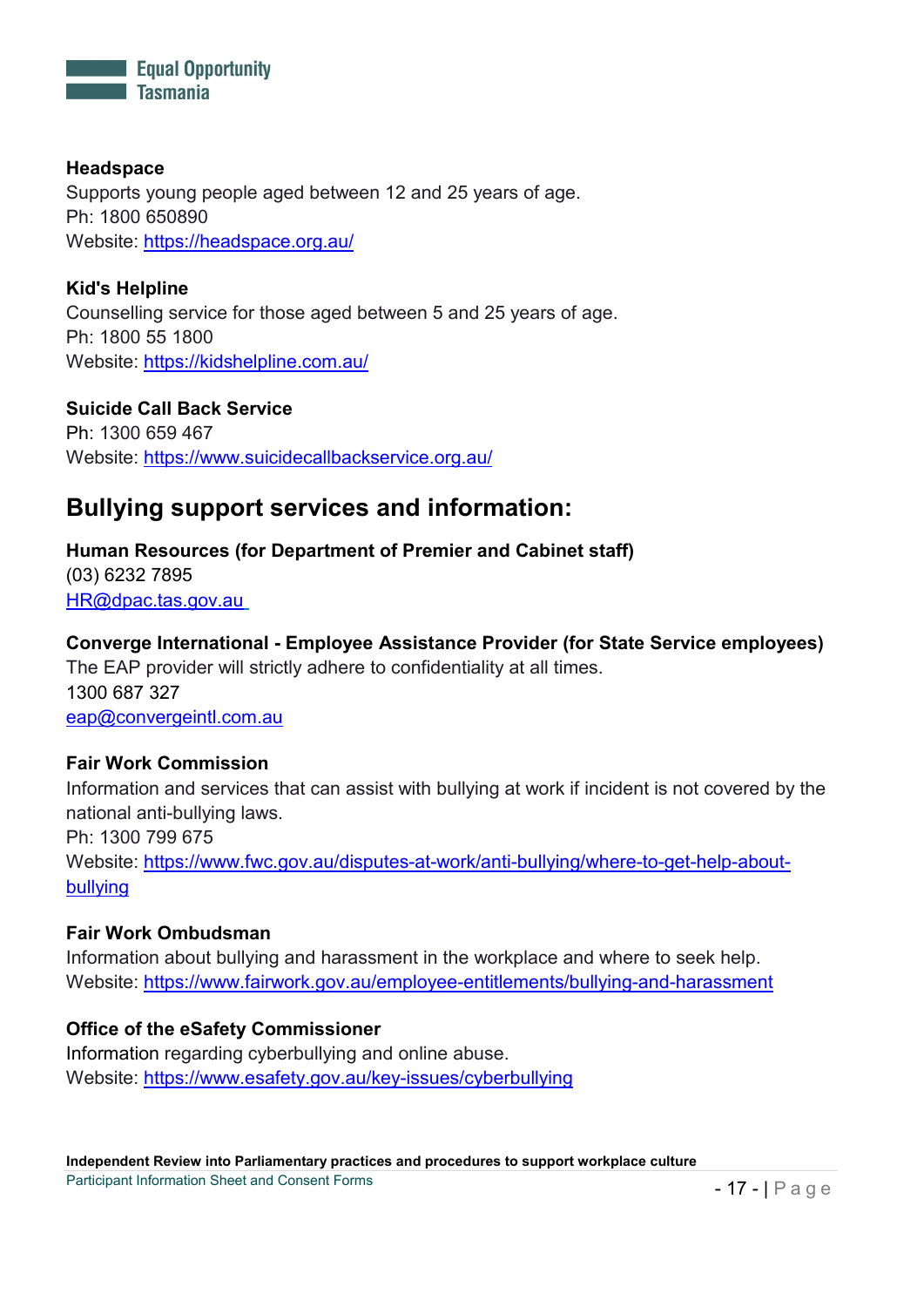**Headspace**
Supports young people aged between 12 and 25 years of age.
Ph: 1800 650890
Website: https://headspace.org.au/

**Kid's Helpline**
Counselling service for those aged between 5 and 25 years of age.
Ph: 1800 55 1800
Website: https://kidshelpline.com.au/

**Suicide Call Back Service**
Ph: 1300 659 467
Website: https://www.suicidecallbackservice.org.au/

## Bullying support services and information:

**Human Resources (for Department of Premier and Cabinet staff)**
(03) 6232 7895
HR@dpac.tas.gov.au

**Converge International - Employee Assistance Provider (for State Service employees)**
The EAP provider will strictly adhere to confidentiality at all times.
1300 687 327
eap@convergeintl.com.au

**Fair Work Commission**
Information and services that can assist with bullying at work if incident is not covered by the national anti-bullying laws.
Ph: 1300 799 675
Website: https://www.fwc.gov.au/disputes-at-work/anti-bullying/where-to-get-help-about-bullying

**Fair Work Ombudsman**
Information about bullying and harassment in the workplace and where to seek help.
Website: https://www.fairwork.gov.au/employee-entitlements/bullying-and-harassment

**Office of the eSafety Commissioner**
Information regarding cyberbullying and online abuse.
Website: https://www.esafety.gov.au/key-issues/cyberbullying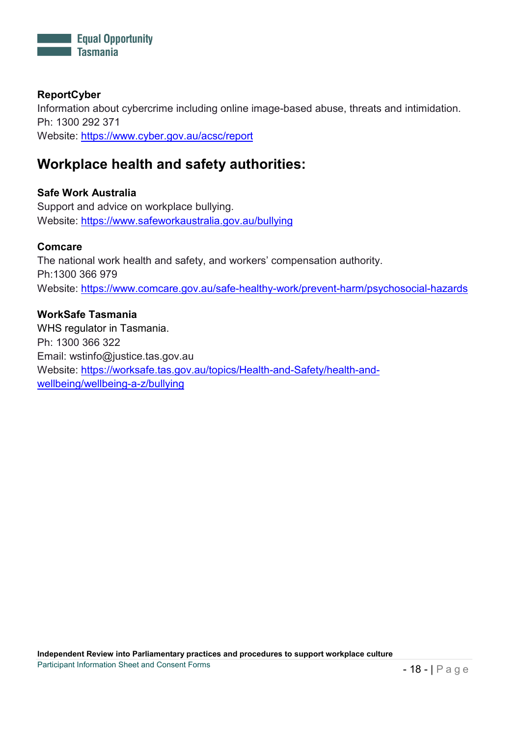**ReportCyber**
Information about cybercrime including online image-based abuse, threats and intimidation.
Ph: 1300 292 371
Website: https://www.cyber.gov.au/acsc/report

## Workplace health and safety authorities:

**Safe Work Australia**
Support and advice on workplace bullying.
Website: https://www.safeworkaustralia.gov.au/bullying

**Comcare**
The national work health and safety, and workers' compensation authority.
Ph:1300 366 979
Website: https://www.comcare.gov.au/safe-healthy-work/prevent-harm/psychosocial-hazards

**WorkSafe Tasmania**
WHS regulator in Tasmania.
Ph: 1300 366 322
Email: wstinfo@justice.tas.gov.au
Website: https://worksafe.tas.gov.au/topics/Health-and-Safety/health-and-wellbeing/wellbeing-a-z/bullying